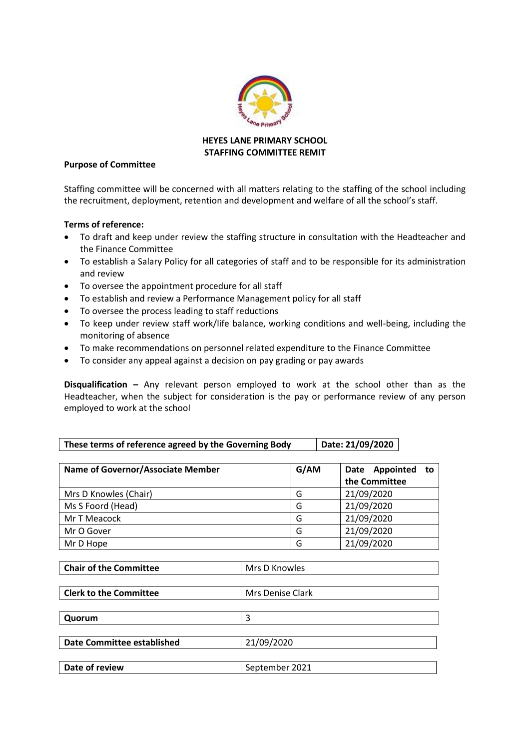# HEYES LANE PRIMARY SCHOOL
## STAFFING COMMITTEE REMIT

**Purpose of Committee**

Staffing committee will be concerned with all matters relating to the staffing of the school including the recruitment, deployment, retention and development and welfare of all the school's staff.

**Terms of reference:**

- To draft and keep under review the staffing structure in consultation with the Headteacher and the Finance Committee
- To establish a Salary Policy for all categories of staff and to be responsible for its administration and review
- To oversee the appointment procedure for all staff
- To establish and review a Performance Management policy for all staff
- To oversee the process leading to staff reductions
- To keep under review staff work/life balance, working conditions and well-being, including the monitoring of absence
- To make recommendations on personnel related expenditure to the Finance Committee
- To consider any appeal against a decision on pay grading or pay awards

**Disqualification –** Any relevant person employed to work at the school other than as the Headteacher, when the subject for consideration is the pay or performance review of any person employed to work at the school

| These terms of reference agreed by the Governing Body | Date: 21/09/2020 |
| --- | --- |

| Name of Governor/Associate Member | G/AM | Date Appointed to the Committee |
| --- | --- | --- |
| Mrs D Knowles (Chair) | G | 21/09/2020 |
| Ms S Foord (Head) | G | 21/09/2020 |
| Mr T Meacock | G | 21/09/2020 |
| Mr O Gover | G | 21/09/2020 |
| Mr D Hope | G | 21/09/2020 |

| | |
| --- | --- |
| **Chair of the Committee** | Mrs D Knowles |
| **Clerk to the Committee** | Mrs Denise Clark |
| **Quorum** | 3 |
| **Date Committee established** | 21/09/2020 |
| **Date of review** | September 2021 |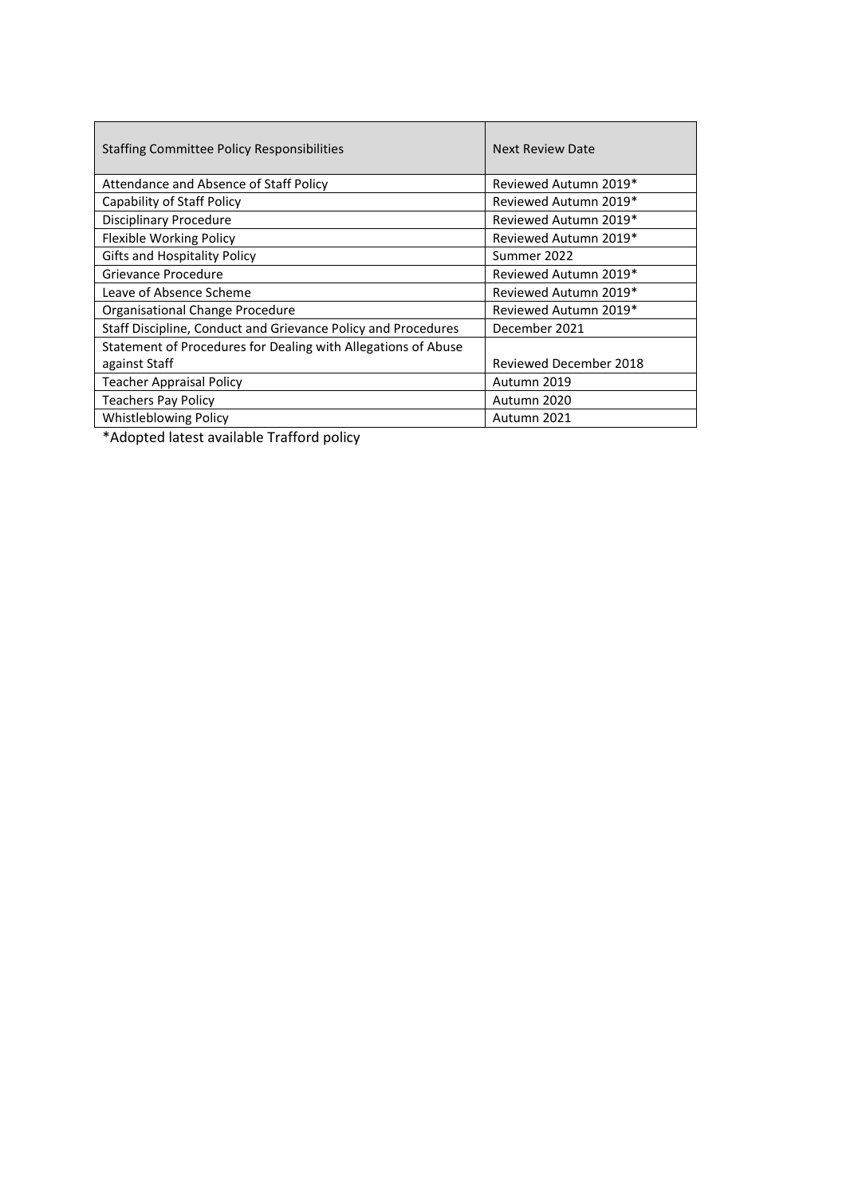| Staffing Committee Policy Responsibilities | Next Review Date |
| --- | --- |
| Attendance and Absence of Staff Policy | Reviewed Autumn 2019* |
| Capability of Staff Policy | Reviewed Autumn 2019* |
| Disciplinary Procedure | Reviewed Autumn 2019* |
| Flexible Working Policy | Reviewed Autumn 2019* |
| Gifts and Hospitality Policy | Summer 2022 |
| Grievance Procedure | Reviewed Autumn 2019* |
| Leave of Absence Scheme | Reviewed Autumn 2019* |
| Organisational Change Procedure | Reviewed Autumn 2019* |
| Staff Discipline, Conduct and Grievance Policy and Procedures | December 2021 |
| Statement of Procedures for Dealing with Allegations of Abuse against Staff | Reviewed December 2018 |
| Teacher Appraisal Policy | Autumn 2019 |
| Teachers Pay Policy | Autumn 2020 |
| Whistleblowing Policy | Autumn 2021 |

*Adopted latest available Trafford policy